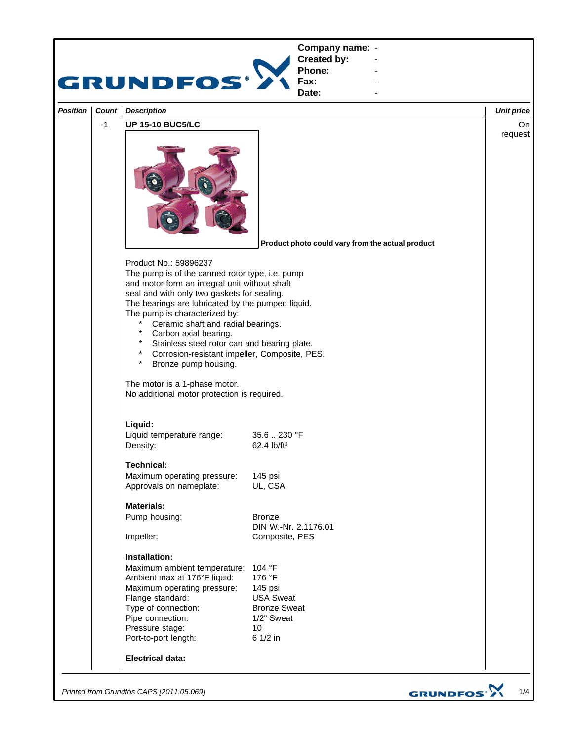**Company name:** -
**Created by:** -
**Phone:** -
**Fax:** -
**Date:** -

| Position | Count | Description | Unit price |
|---|---|---|---|
| | -1 | **UP 15-10 BUC5/LC** | On request |

**Product photo could vary from the actual product**

Product No.: 59896237
The pump is of the canned rotor type, i.e. pump and motor form an integral unit without shaft seal and with only two gaskets for sealing.
The bearings are lubricated by the pumped liquid.
The pump is characterized by:

* Ceramic shaft and radial bearings.
* Carbon axial bearing.
* Stainless steel rotor can and bearing plate.
* Corrosion-resistant impeller, Composite, PES.
* Bronze pump housing.

The motor is a 1-phase motor.
No additional motor protection is required.

**Liquid:**

| | |
|---|---|
| Liquid temperature range: | 35.6 .. 230 °F |
| Density: | 62.4 lb/ft³ |

**Technical:**

| | |
|---|---|
| Maximum operating pressure: | 145 psi |
| Approvals on nameplate: | UL, CSA |

**Materials:**

| | |
|---|---|
| Pump housing: | Bronze<br>DIN W.-Nr. 2.1176.01 |
| Impeller: | Composite, PES |

**Installation:**

| | |
|---|---|
| Maximum ambient temperature: | 104 °F |
| Ambient max at 176°F liquid: | 176 °F |
| Maximum operating pressure: | 145 psi |
| Flange standard: | USA Sweat |
| Type of connection: | Bronze Sweat |
| Pipe connection: | 1/2" Sweat |
| Pressure stage: | 10 |
| Port-to-port length: | 6 1/2 in |

**Electrical data:**

*Printed from Grundfos CAPS [2011.05.069]*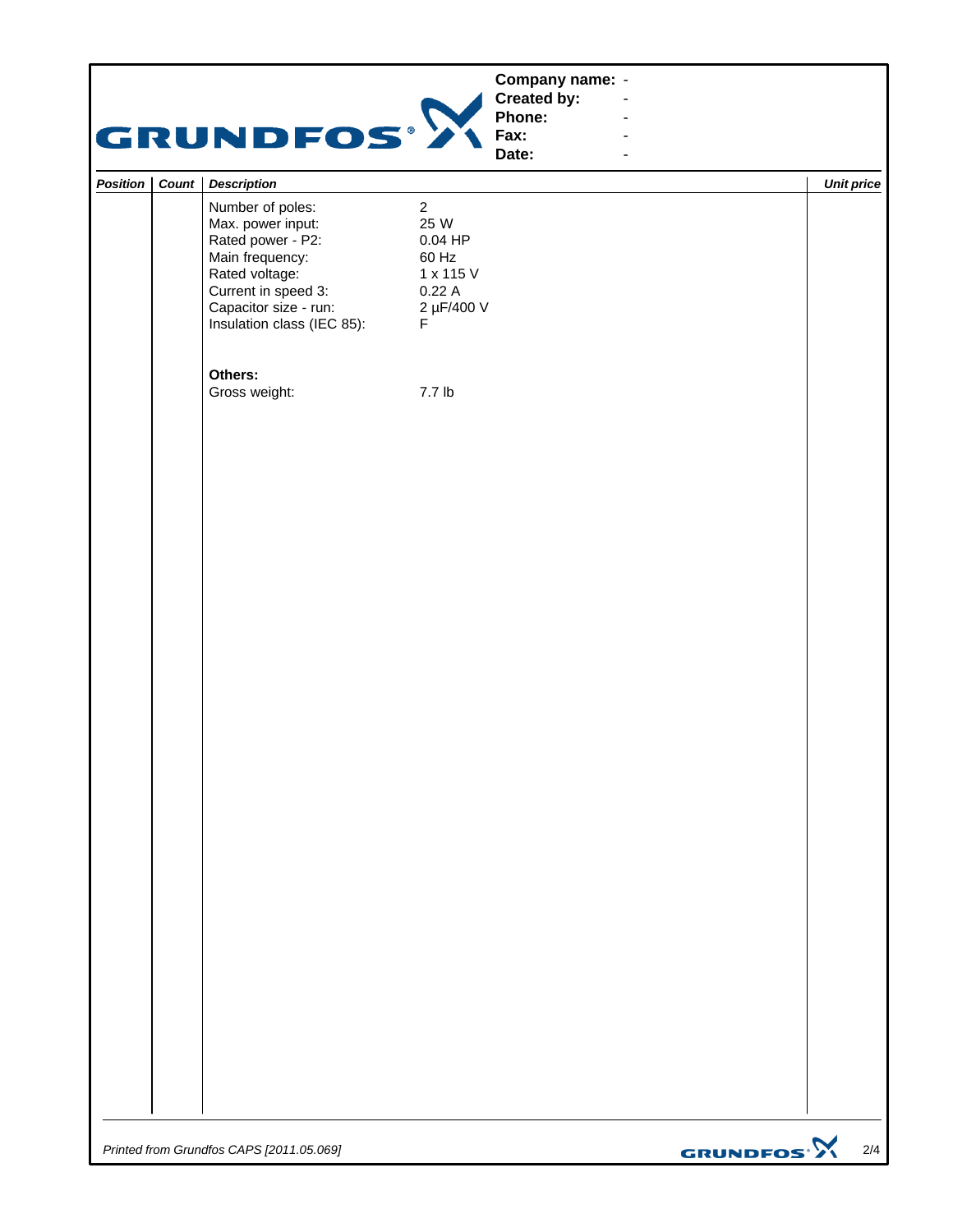| | |
|---|---|
| **Company name:** | - |
| **Created by:** | - |
| **Phone:** | - |
| **Fax:** | - |
| **Date:** | - |

| *Position* | *Count* | *Description* | | *Unit price* |
|---|---|---|---|---|
| | | Number of poles: | 2 | |
| | | Max. power input: | 25 W | |
| | | Rated power - P2: | 0.04 HP | |
| | | Main frequency: | 60 Hz | |
| | | Rated voltage: | 1 x 115 V | |
| | | Current in speed 3: | 0.22 A | |
| | | Capacitor size - run: | 2 µF/400 V | |
| | | Insulation class (IEC 85): | F | |
| | | | | |
| | | **Others:** | | |
| | | Gross weight: | 7.7 lb | |

*Printed from Grundfos CAPS [2011.05.069]*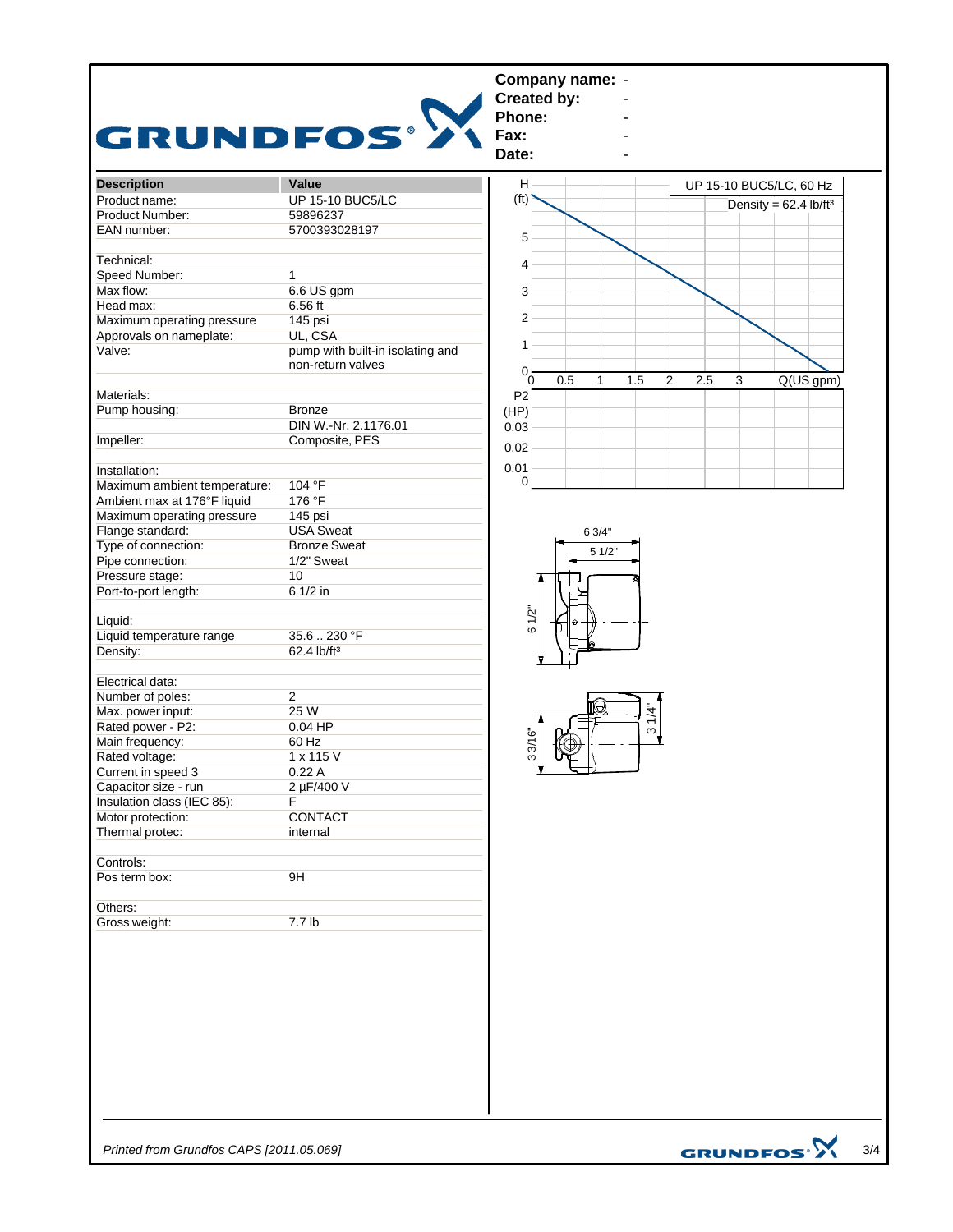**Company name:** -
**Created by:** -
**Phone:** -
**Fax:** -
**Date:** -

| Description | Value |
|---|---|
| Product name: | UP 15-10 BUC5/LC |
| Product Number: | 59896237 |
| EAN number: | 5700393028197 |
| | |
| Technical: | |
| Speed Number: | 1 |
| Max flow: | 6.6 US gpm |
| Head max: | 6.56 ft |
| Maximum operating pressure | 145 psi |
| Approvals on nameplate: | UL, CSA |
| Valve: | pump with built-in isolating and non-return valves |
| | |
| Materials: | |
| Pump housing: | Bronze |
| | DIN W.-Nr. 2.1176.01 |
| Impeller: | Composite, PES |
| | |
| Installation: | |
| Maximum ambient temperature: | 104 °F |
| Ambient max at 176°F liquid | 176 °F |
| Maximum operating pressure | 145 psi |
| Flange standard: | USA Sweat |
| Type of connection: | Bronze Sweat |
| Pipe connection: | 1/2" Sweat |
| Pressure stage: | 10 |
| Port-to-port length: | 6 1/2 in |
| | |
| Liquid: | |
| Liquid temperature range | 35.6 .. 230 °F |
| Density: | 62.4 lb/ft³ |
| | |
| Electrical data: | |
| Number of poles: | 2 |
| Max. power input: | 25 W |
| Rated power - P2: | 0.04 HP |
| Main frequency: | 60 Hz |
| Rated voltage: | 1 x 115 V |
| Current in speed 3 | 0.22 A |
| Capacitor size - run | 2 µF/400 V |
| Insulation class (IEC 85): | F |
| Motor protection: | CONTACT |
| Thermal protec: | internal |
| | |
| Controls: | |
| Pos term box: | 9H |
| | |
| Others: | |
| Gross weight: | 7.7 lb |

UP 15-10 BUC5/LC, 60 Hz

Density = 62.4 lb/ft³

*Printed from Grundfos CAPS [2011.05.069]*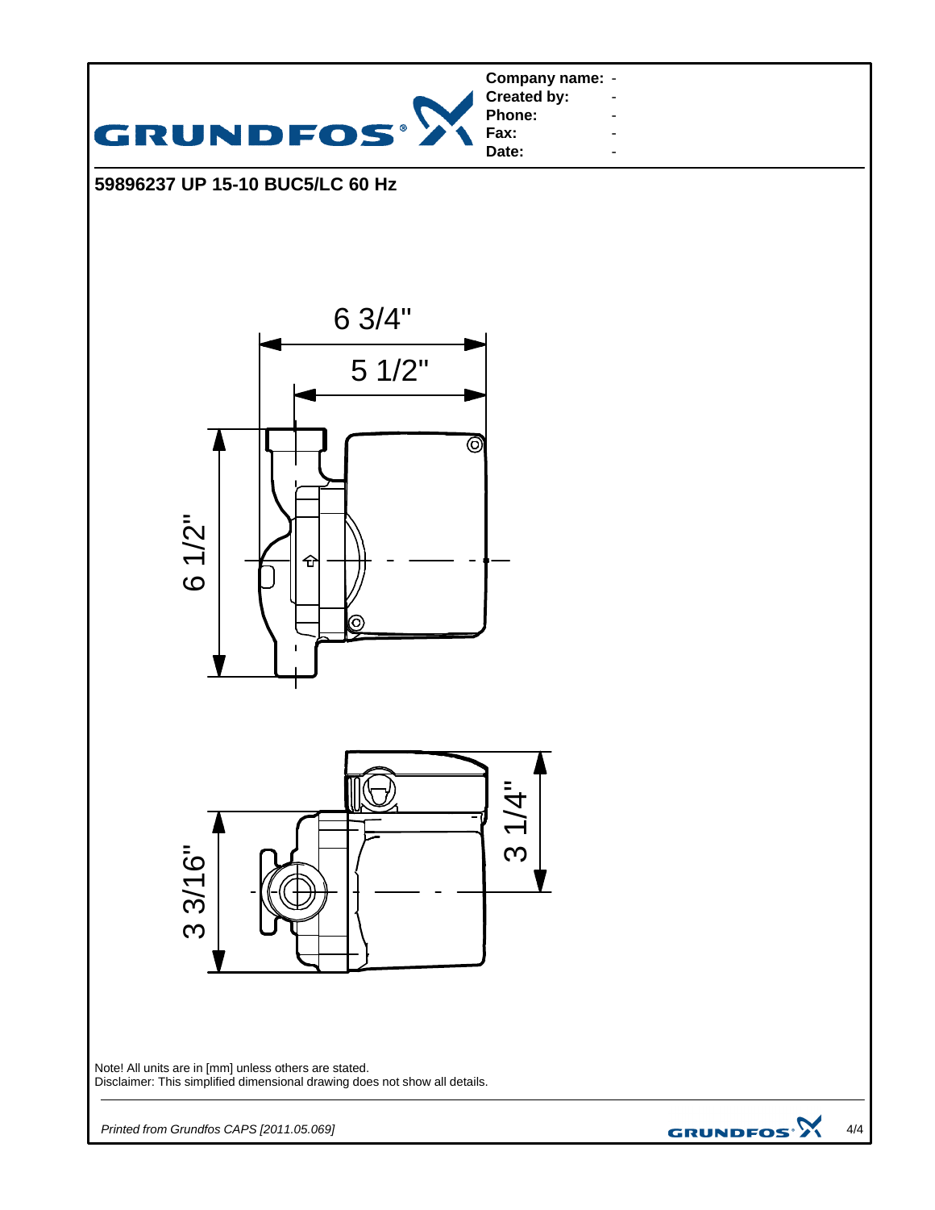**Company name:** -
**Created by:** -
**Phone:** -
**Fax:** -
**Date:** -

## 59896237 UP 15-10 BUC5/LC 60 Hz

6 3/4"

5 1/2"

6 1/2"

3 1/4"

3 3/16"

Note! All units are in [mm] unless others are stated.
Disclaimer: This simplified dimensional drawing does not show all details.

*Printed from Grundfos CAPS [2011.05.069]*